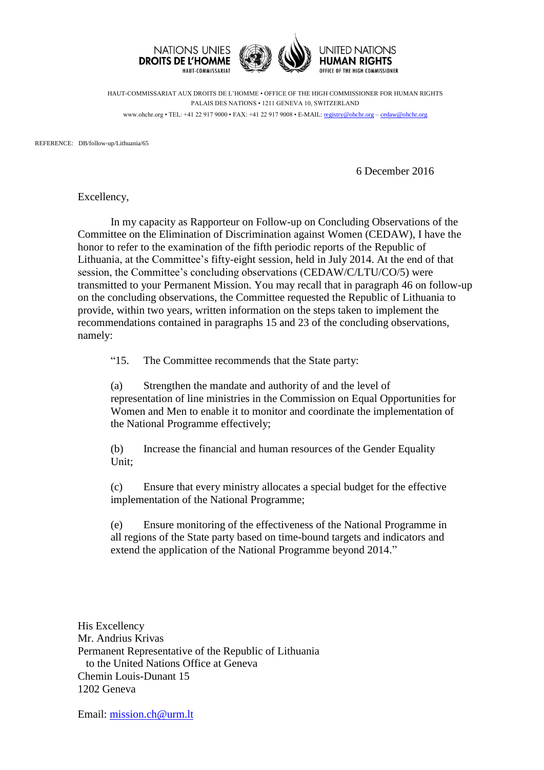NATIONS UNIES
**DROITS DE L'HOMME**
HAUT-COMMISSARIAT

UNITED NATIONS
**HUMAN RIGHTS**
OFFICE OF THE HIGH COMMISSIONER

HAUT-COMMISSARIAT AUX DROITS DE L'HOMME • OFFICE OF THE HIGH COMMISSIONER FOR HUMAN RIGHTS
PALAIS DES NATIONS • 1211 GENEVA 10, SWITZERLAND
www.ohchr.org • TEL: +41 22 917 9000 • FAX: +41 22 917 9008 • E-MAIL: registry@ohchr.org – cedaw@ohchr.org

REFERENCE: DB/follow-up/Lithuania/65

6 December 2016

Excellency,

In my capacity as Rapporteur on Follow-up on Concluding Observations of the Committee on the Elimination of Discrimination against Women (CEDAW), I have the honor to refer to the examination of the fifth periodic reports of the Republic of Lithuania, at the Committee's fifty-eight session, held in July 2014. At the end of that session, the Committee's concluding observations (CEDAW/C/LTU/CO/5) were transmitted to your Permanent Mission. You may recall that in paragraph 46 on follow-up on the concluding observations, the Committee requested the Republic of Lithuania to provide, within two years, written information on the steps taken to implement the recommendations contained in paragraphs 15 and 23 of the concluding observations, namely:

> "15. The Committee recommends that the State party:
>
> (a) Strengthen the mandate and authority of and the level of representation of line ministries in the Commission on Equal Opportunities for Women and Men to enable it to monitor and coordinate the implementation of the National Programme effectively;
>
> (b) Increase the financial and human resources of the Gender Equality Unit;
>
> (c) Ensure that every ministry allocates a special budget for the effective implementation of the National Programme;
>
> (e) Ensure monitoring of the effectiveness of the National Programme in all regions of the State party based on time-bound targets and indicators and extend the application of the National Programme beyond 2014."

His Excellency
Mr. Andrius Krivas
Permanent Representative of the Republic of Lithuania
to the United Nations Office at Geneva
Chemin Louis-Dunant 15
1202 Geneva

Email: mission.ch@urm.lt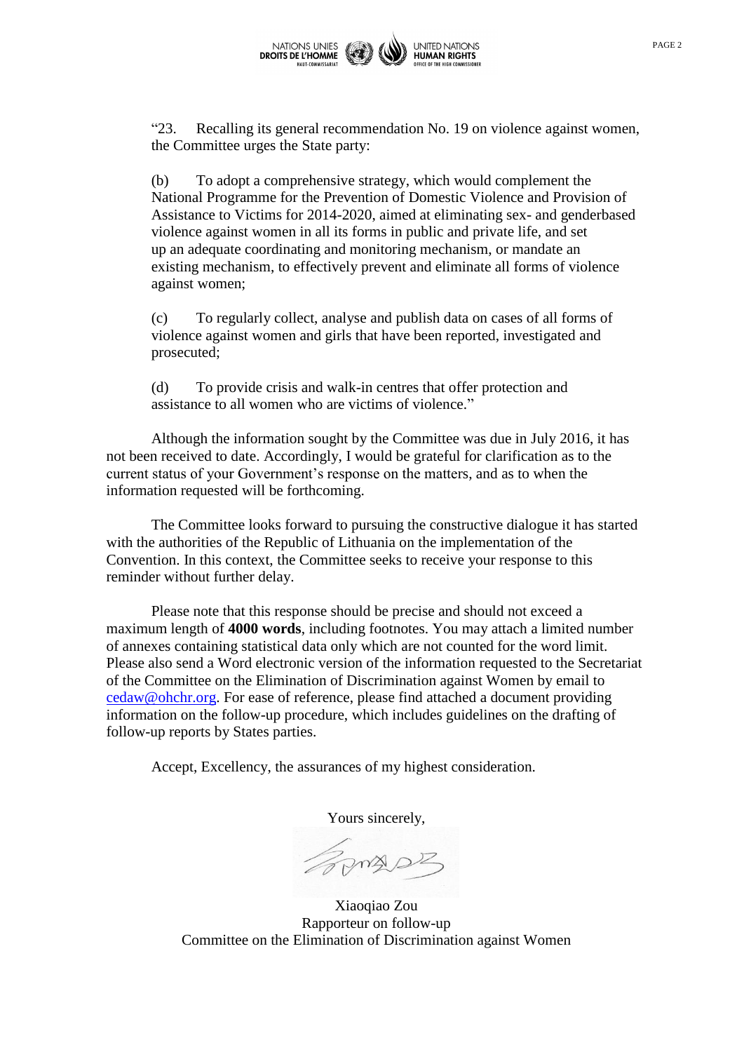"23. Recalling its general recommendation No. 19 on violence against women, the Committee urges the State party:

(b) To adopt a comprehensive strategy, which would complement the National Programme for the Prevention of Domestic Violence and Provision of Assistance to Victims for 2014-2020, aimed at eliminating sex- and genderbased violence against women in all its forms in public and private life, and set up an adequate coordinating and monitoring mechanism, or mandate an existing mechanism, to effectively prevent and eliminate all forms of violence against women;

(c) To regularly collect, analyse and publish data on cases of all forms of violence against women and girls that have been reported, investigated and prosecuted;

(d) To provide crisis and walk-in centres that offer protection and assistance to all women who are victims of violence."

Although the information sought by the Committee was due in July 2016, it has not been received to date. Accordingly, I would be grateful for clarification as to the current status of your Government's response on the matters, and as to when the information requested will be forthcoming.

The Committee looks forward to pursuing the constructive dialogue it has started with the authorities of the Republic of Lithuania on the implementation of the Convention. In this context, the Committee seeks to receive your response to this reminder without further delay.

Please note that this response should be precise and should not exceed a maximum length of **4000 words**, including footnotes. You may attach a limited number of annexes containing statistical data only which are not counted for the word limit. Please also send a Word electronic version of the information requested to the Secretariat of the Committee on the Elimination of Discrimination against Women by email to cedaw@ohchr.org. For ease of reference, please find attached a document providing information on the follow-up procedure, which includes guidelines on the drafting of follow-up reports by States parties.

Accept, Excellency, the assurances of my highest consideration.

Yours sincerely,

Xiaoqiao Zou
Rapporteur on follow-up
Committee on the Elimination of Discrimination against Women